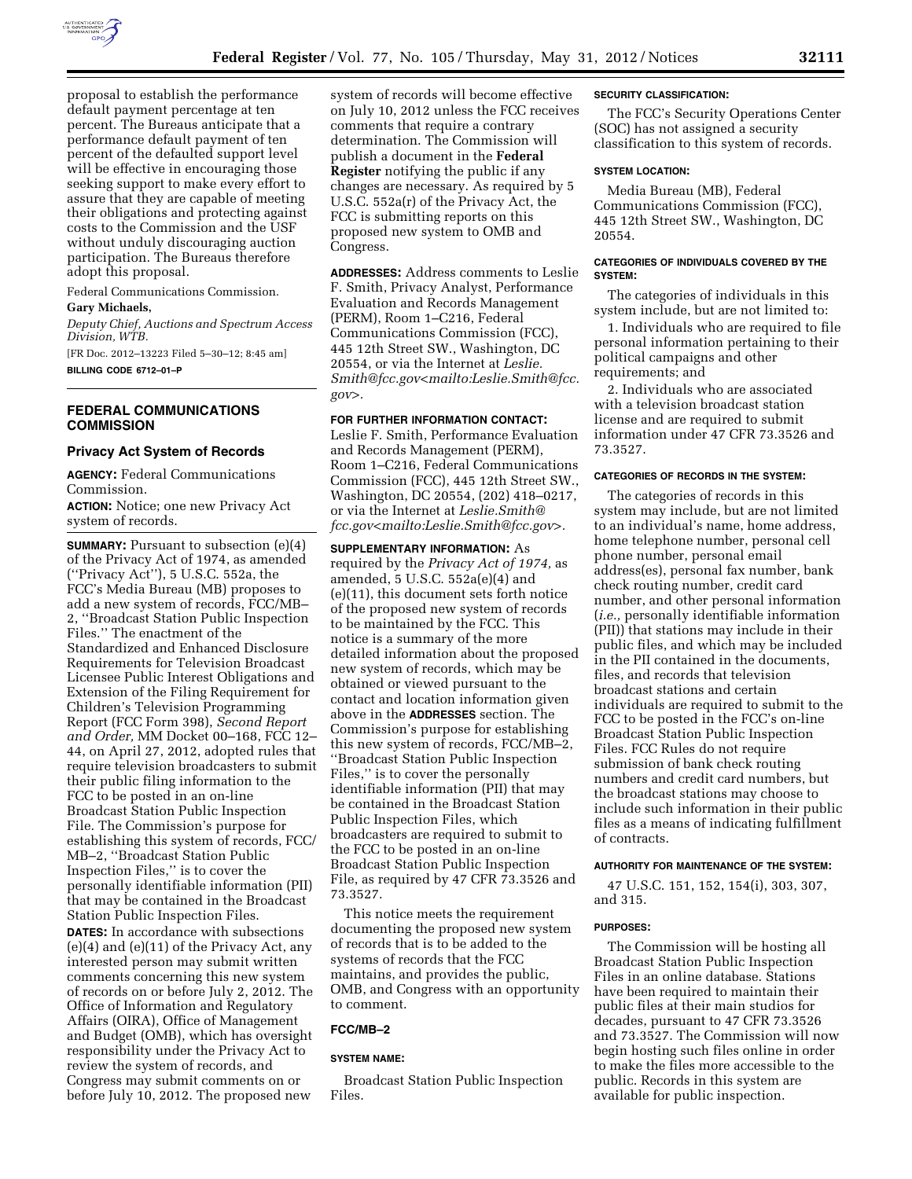proposal to establish the performance default payment percentage at ten percent. The Bureaus anticipate that a performance default payment of ten percent of the defaulted support level will be effective in encouraging those seeking support to make every effort to assure that they are capable of meeting their obligations and protecting against costs to the Commission and the USF without unduly discouraging auction participation. The Bureaus therefore adopt this proposal.

Federal Communications Commission.

**Gary Michaels,**

*Deputy Chief, Auctions and Spectrum Access Division, WTB.*

[FR Doc. 2012–13223 Filed 5–30–12; 8:45 am]

**BILLING CODE 6712–01–P**

## FEDERAL COMMUNICATIONS COMMISSION

### Privacy Act System of Records

**AGENCY:** Federal Communications Commission.

**ACTION:** Notice; one new Privacy Act system of records.

**SUMMARY:** Pursuant to subsection (e)(4) of the Privacy Act of 1974, as amended (''Privacy Act''), 5 U.S.C. 552a, the FCC's Media Bureau (MB) proposes to add a new system of records, FCC/MB–2, ''Broadcast Station Public Inspection Files.'' The enactment of the Standardized and Enhanced Disclosure Requirements for Television Broadcast Licensee Public Interest Obligations and Extension of the Filing Requirement for Children's Television Programming Report (FCC Form 398), *Second Report and Order,* MM Docket 00–168, FCC 12–44, on April 27, 2012, adopted rules that require television broadcasters to submit their public filing information to the FCC to be posted in an on-line Broadcast Station Public Inspection File. The Commission's purpose for establishing this system of records, FCC/MB–2, ''Broadcast Station Public Inspection Files,'' is to cover the personally identifiable information (PII) that may be contained in the Broadcast Station Public Inspection Files.

**DATES:** In accordance with subsections (e)(4) and (e)(11) of the Privacy Act, any interested person may submit written comments concerning this new system of records on or before July 2, 2012. The Office of Information and Regulatory Affairs (OIRA), Office of Management and Budget (OMB), which has oversight responsibility under the Privacy Act to review the system of records, and Congress may submit comments on or before July 10, 2012. The proposed new system of records will become effective on July 10, 2012 unless the FCC receives comments that require a contrary determination. The Commission will publish a document in the **Federal Register** notifying the public if any changes are necessary. As required by 5 U.S.C. 552a(r) of the Privacy Act, the FCC is submitting reports on this proposed new system to OMB and Congress.

**ADDRESSES:** Address comments to Leslie F. Smith, Privacy Analyst, Performance Evaluation and Records Management (PERM), Room 1–C216, Federal Communications Commission (FCC), 445 12th Street SW., Washington, DC 20554, or via the Internet at *Leslie.Smith@fcc.gov<mailto:Leslie.Smith@fcc.gov>.*

**FOR FURTHER INFORMATION CONTACT:** Leslie F. Smith, Performance Evaluation and Records Management (PERM), Room 1–C216, Federal Communications Commission (FCC), 445 12th Street SW., Washington, DC 20554, (202) 418–0217, or via the Internet at *Leslie.Smith@fcc.gov<mailto:Leslie.Smith@fcc.gov>.*

**SUPPLEMENTARY INFORMATION:** As required by the *Privacy Act of 1974,* as amended, 5 U.S.C. 552a(e)(4) and (e)(11), this document sets forth notice of the proposed new system of records to be maintained by the FCC. This notice is a summary of the more detailed information about the proposed new system of records, which may be obtained or viewed pursuant to the contact and location information given above in the **ADDRESSES** section. The Commission's purpose for establishing this new system of records, FCC/MB–2, ''Broadcast Station Public Inspection Files,'' is to cover the personally identifiable information (PII) that may be contained in the Broadcast Station Public Inspection Files, which broadcasters are required to submit to the FCC to be posted in an on-line Broadcast Station Public Inspection File, as required by 47 CFR 73.3526 and 73.3527.

This notice meets the requirement documenting the proposed new system of records that is to be added to the systems of records that the FCC maintains, and provides the public, OMB, and Congress with an opportunity to comment.

### FCC/MB–2

#### SYSTEM NAME:

Broadcast Station Public Inspection Files.

#### SECURITY CLASSIFICATION:

The FCC's Security Operations Center (SOC) has not assigned a security classification to this system of records.

#### SYSTEM LOCATION:

Media Bureau (MB), Federal Communications Commission (FCC), 445 12th Street SW., Washington, DC 20554.

#### CATEGORIES OF INDIVIDUALS COVERED BY THE SYSTEM:

The categories of individuals in this system include, but are not limited to:

1. Individuals who are required to file personal information pertaining to their political campaigns and other requirements; and

2. Individuals who are associated with a television broadcast station license and are required to submit information under 47 CFR 73.3526 and 73.3527.

#### CATEGORIES OF RECORDS IN THE SYSTEM:

The categories of records in this system may include, but are not limited to an individual's name, home address, home telephone number, personal cell phone number, personal email address(es), personal fax number, bank check routing number, credit card number, and other personal information (*i.e.,* personally identifiable information (PII)) that stations may include in their public files, and which may be included in the PII contained in the documents, files, and records that television broadcast stations and certain individuals are required to submit to the FCC to be posted in the FCC's on-line Broadcast Station Public Inspection Files. FCC Rules do not require submission of bank check routing numbers and credit card numbers, but the broadcast stations may choose to include such information in their public files as a means of indicating fulfillment of contracts.

#### AUTHORITY FOR MAINTENANCE OF THE SYSTEM:

47 U.S.C. 151, 152, 154(i), 303, 307, and 315.

#### PURPOSES:

The Commission will be hosting all Broadcast Station Public Inspection Files in an online database. Stations have been required to maintain their public files at their main studios for decades, pursuant to 47 CFR 73.3526 and 73.3527. The Commission will now begin hosting such files online in order to make the files more accessible to the public. Records in this system are available for public inspection.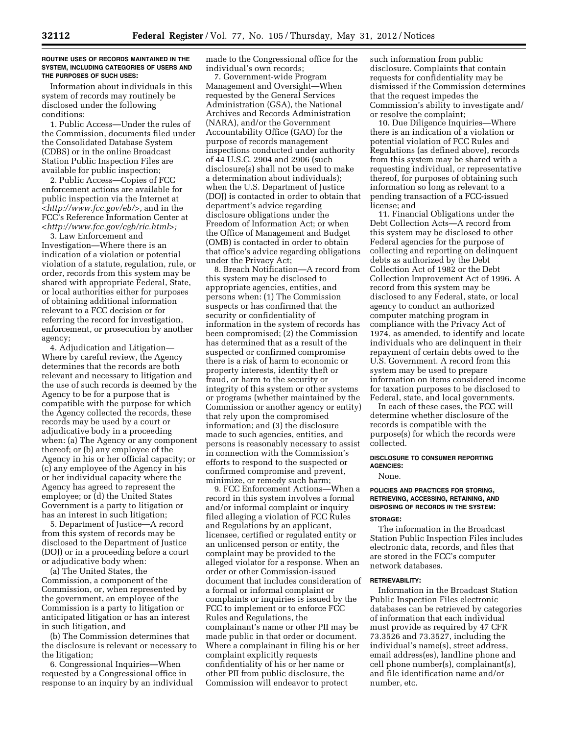**ROUTINE USES OF RECORDS MAINTAINED IN THE SYSTEM, INCLUDING CATEGORIES OF USERS AND THE PURPOSES OF SUCH USES:**

Information about individuals in this system of records may routinely be disclosed under the following conditions:

1. Public Access—Under the rules of the Commission, documents filed under the Consolidated Database System (CDBS) or in the online Broadcast Station Public Inspection Files are available for public inspection;

2. Public Access—Copies of FCC enforcement actions are available for public inspection via the Internet at <*http://www.fcc.gov/eb/*>, and in the FCC's Reference Information Center at <*http://www.fcc.gov/cgb/ric.html*>;

3. Law Enforcement and Investigation—Where there is an indication of a violation or potential violation of a statute, regulation, rule, or order, records from this system may be shared with appropriate Federal, State, or local authorities either for purposes of obtaining additional information relevant to a FCC decision or for referring the record for investigation, enforcement, or prosecution by another agency;

4. Adjudication and Litigation—Where by careful review, the Agency determines that the records are both relevant and necessary to litigation and the use of such records is deemed by the Agency to be for a purpose that is compatible with the purpose for which the Agency collected the records, these records may be used by a court or adjudicative body in a proceeding when: (a) The Agency or any component thereof; or (b) any employee of the Agency in his or her official capacity; or (c) any employee of the Agency in his or her individual capacity where the Agency has agreed to represent the employee; or (d) the United States Government is a party to litigation or has an interest in such litigation;

5. Department of Justice—A record from this system of records may be disclosed to the Department of Justice (DOJ) or in a proceeding before a court or adjudicative body when:

(a) The United States, the Commission, a component of the Commission, or, when represented by the government, an employee of the Commission is a party to litigation or anticipated litigation or has an interest in such litigation, and

(b) The Commission determines that the disclosure is relevant or necessary to the litigation;

6. Congressional Inquiries—When requested by a Congressional office in response to an inquiry by an individual made to the Congressional office for the individual's own records;

7. Government-wide Program Management and Oversight—When requested by the General Services Administration (GSA), the National Archives and Records Administration (NARA), and/or the Government Accountability Office (GAO) for the purpose of records management inspections conducted under authority of 44 U.S.C. 2904 and 2906 (such disclosure(s) shall not be used to make a determination about individuals); when the U.S. Department of Justice (DOJ) is contacted in order to obtain that department's advice regarding disclosure obligations under the Freedom of Information Act; or when the Office of Management and Budget (OMB) is contacted in order to obtain that office's advice regarding obligations under the Privacy Act;

8. Breach Notification—A record from this system may be disclosed to appropriate agencies, entities, and persons when: (1) The Commission suspects or has confirmed that the security or confidentiality of information in the system of records has been compromised; (2) the Commission has determined that as a result of the suspected or confirmed compromise there is a risk of harm to economic or property interests, identity theft or fraud, or harm to the security or integrity of this system or other systems or programs (whether maintained by the Commission or another agency or entity) that rely upon the compromised information; and (3) the disclosure made to such agencies, entities, and persons is reasonably necessary to assist in connection with the Commission's efforts to respond to the suspected or confirmed compromise and prevent, minimize, or remedy such harm;

9. FCC Enforcement Actions—When a record in this system involves a formal and/or informal complaint or inquiry filed alleging a violation of FCC Rules and Regulations by an applicant, licensee, certified or regulated entity or an unlicensed person or entity, the complaint may be provided to the alleged violator for a response. When an order or other Commission-issued document that includes consideration of a formal or informal complaint or complaints or inquiries is issued by the FCC to implement or to enforce FCC Rules and Regulations, the complainant's name or other PII may be made public in that order or document. Where a complainant in filing his or her complaint explicitly requests confidentiality of his or her name or other PII from public disclosure, the Commission will endeavor to protect such information from public disclosure. Complaints that contain requests for confidentiality may be dismissed if the Commission determines that the request impedes the Commission's ability to investigate and/or resolve the complaint;

10. Due Diligence Inquiries—Where there is an indication of a violation or potential violation of FCC Rules and Regulations (as defined above), records from this system may be shared with a requesting individual, or representative thereof, for purposes of obtaining such information so long as relevant to a pending transaction of a FCC-issued license; and

11. Financial Obligations under the Debt Collection Acts—A record from this system may be disclosed to other Federal agencies for the purpose of collecting and reporting on delinquent debts as authorized by the Debt Collection Act of 1982 or the Debt Collection Improvement Act of 1996. A record from this system may be disclosed to any Federal, state, or local agency to conduct an authorized computer matching program in compliance with the Privacy Act of 1974, as amended, to identify and locate individuals who are delinquent in their repayment of certain debts owed to the U.S. Government. A record from this system may be used to prepare information on items considered income for taxation purposes to be disclosed to Federal, state, and local governments.

In each of these cases, the FCC will determine whether disclosure of the records is compatible with the purpose(s) for which the records were collected.

**DISCLOSURE TO CONSUMER REPORTING AGENCIES:**

None.

**POLICIES AND PRACTICES FOR STORING, RETRIEVING, ACCESSING, RETAINING, AND DISPOSING OF RECORDS IN THE SYSTEM:**

**STORAGE:**

The information in the Broadcast Station Public Inspection Files includes electronic data, records, and files that are stored in the FCC's computer network databases.

**RETRIEVABILITY:**

Information in the Broadcast Station Public Inspection Files electronic databases can be retrieved by categories of information that each individual must provide as required by 47 CFR 73.3526 and 73.3527, including the individual's name(s), street address, email address(es), landline phone and cell phone number(s), complainant(s), and file identification name and/or number, etc.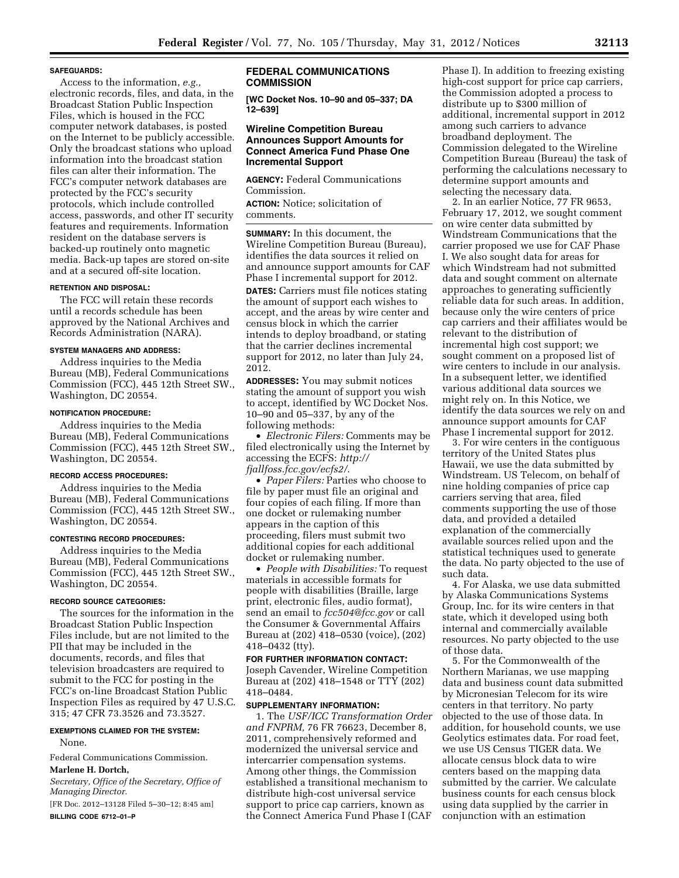**SAFEGUARDS:**

Access to the information, *e.g.,* electronic records, files, and data, in the Broadcast Station Public Inspection Files, which is housed in the FCC computer network databases, is posted on the Internet to be publicly accessible. Only the broadcast stations who upload information into the broadcast station files can alter their information. The FCC's computer network databases are protected by the FCC's security protocols, which include controlled access, passwords, and other IT security features and requirements. Information resident on the database servers is backed-up routinely onto magnetic media. Back-up tapes are stored on-site and at a secured off-site location.

**RETENTION AND DISPOSAL:**

The FCC will retain these records until a records schedule has been approved by the National Archives and Records Administration (NARA).

**SYSTEM MANAGERS AND ADDRESS:**

Address inquiries to the Media Bureau (MB), Federal Communications Commission (FCC), 445 12th Street SW., Washington, DC 20554.

**NOTIFICATION PROCEDURE:**

Address inquiries to the Media Bureau (MB), Federal Communications Commission (FCC), 445 12th Street SW., Washington, DC 20554.

**RECORD ACCESS PROCEDURES:**

Address inquiries to the Media Bureau (MB), Federal Communications Commission (FCC), 445 12th Street SW., Washington, DC 20554.

**CONTESTING RECORD PROCEDURES:**

Address inquiries to the Media Bureau (MB), Federal Communications Commission (FCC), 445 12th Street SW., Washington, DC 20554.

**RECORD SOURCE CATEGORIES:**

The sources for the information in the Broadcast Station Public Inspection Files include, but are not limited to the PII that may be included in the documents, records, and files that television broadcasters are required to submit to the FCC for posting in the FCC's on-line Broadcast Station Public Inspection Files as required by 47 U.S.C. 315; 47 CFR 73.3526 and 73.3527.

**EXEMPTIONS CLAIMED FOR THE SYSTEM:**

None.

Federal Communications Commission.

**Marlene H. Dortch,**

*Secretary, Office of the Secretary, Office of Managing Director.*

[FR Doc. 2012–13128 Filed 5–30–12; 8:45 am]

**BILLING CODE 6712–01–P**

## FEDERAL COMMUNICATIONS COMMISSION

**[WC Docket Nos. 10–90 and 05–337; DA 12–639]**

### Wireline Competition Bureau Announces Support Amounts for Connect America Fund Phase One Incremental Support

**AGENCY:** Federal Communications Commission.

**ACTION:** Notice; solicitation of comments.

**SUMMARY:** In this document, the Wireline Competition Bureau (Bureau), identifies the data sources it relied on and announce support amounts for CAF Phase I incremental support for 2012.

**DATES:** Carriers must file notices stating the amount of support each wishes to accept, and the areas by wire center and census block in which the carrier intends to deploy broadband, or stating that the carrier declines incremental support for 2012, no later than July 24, 2012.

**ADDRESSES:** You may submit notices stating the amount of support you wish to accept, identified by WC Docket Nos. 10–90 and 05–337, by any of the following methods:

- *Electronic Filers:* Comments may be filed electronically using the Internet by accessing the ECFS: *http://fjallfoss.fcc.gov/ecfs2/*.
- *Paper Filers:* Parties who choose to file by paper must file an original and four copies of each filing. If more than one docket or rulemaking number appears in the caption of this proceeding, filers must submit two additional copies for each additional docket or rulemaking number.
- *People with Disabilities:* To request materials in accessible formats for people with disabilities (Braille, large print, electronic files, audio format), send an email to *fcc504@fcc.gov* or call the Consumer & Governmental Affairs Bureau at (202) 418–0530 (voice), (202) 418–0432 (tty).

**FOR FURTHER INFORMATION CONTACT:** Joseph Cavender, Wireline Competition Bureau at (202) 418–1548 or TTY (202) 418–0484.

**SUPPLEMENTARY INFORMATION:**

1. The *USF/ICC Transformation Order and FNPRM,* 76 FR 76623, December 8, 2011, comprehensively reformed and modernized the universal service and intercarrier compensation systems. Among other things, the Commission established a transitional mechanism to distribute high-cost universal service support to price cap carriers, known as the Connect America Fund Phase I (CAF Phase I). In addition to freezing existing high-cost support for price cap carriers, the Commission adopted a process to distribute up to $300 million of additional, incremental support in 2012 among such carriers to advance broadband deployment. The Commission delegated to the Wireline Competition Bureau (Bureau) the task of performing the calculations necessary to determine support amounts and selecting the necessary data.

2. In an earlier Notice, 77 FR 9653, February 17, 2012, we sought comment on wire center data submitted by Windstream Communications that the carrier proposed we use for CAF Phase I. We also sought data for areas for which Windstream had not submitted data and sought comment on alternate approaches to generating sufficiently reliable data for such areas. In addition, because only the wire centers of price cap carriers and their affiliates would be relevant to the distribution of incremental high cost support; we sought comment on a proposed list of wire centers to include in our analysis. In a subsequent letter, we identified various additional data sources we might rely on. In this Notice, we identify the data sources we rely on and announce support amounts for CAF Phase I incremental support for 2012.

3. For wire centers in the contiguous territory of the United States plus Hawaii, we use the data submitted by Windstream. US Telecom, on behalf of nine holding companies of price cap carriers serving that area, filed comments supporting the use of those data, and provided a detailed explanation of the commercially available sources relied upon and the statistical techniques used to generate the data. No party objected to the use of such data.

4. For Alaska, we use data submitted by Alaska Communications Systems Group, Inc. for its wire centers in that state, which it developed using both internal and commercially available resources. No party objected to the use of those data.

5. For the Commonwealth of the Northern Marianas, we use mapping data and business count data submitted by Micronesian Telecom for its wire centers in that territory. No party objected to the use of those data. In addition, for household counts, we use Geolytics estimates data. For road feet, we use US Census TIGER data. We allocate census block data to wire centers based on the mapping data submitted by the carrier. We calculate business counts for each census block using data supplied by the carrier in conjunction with an estimation